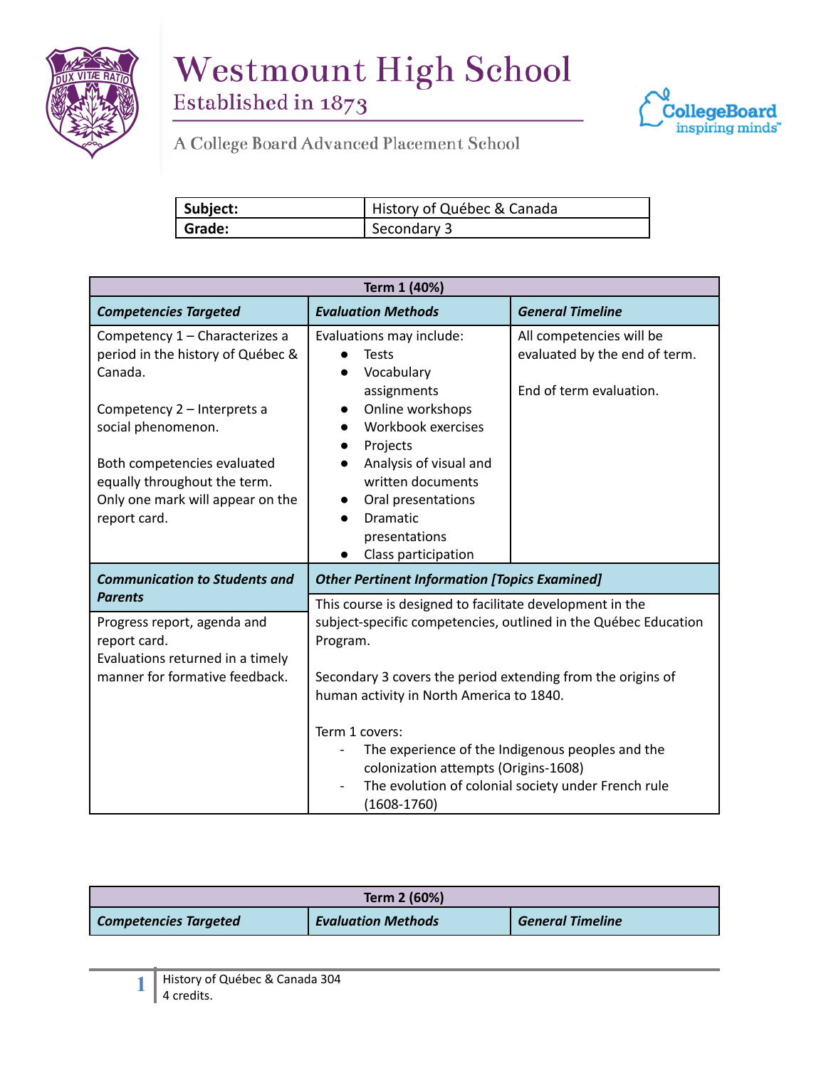# Westmount High School

Established in 1873

A College Board Advanced Placement School

| Subject: | History of Québec & Canada |
|---|---|
| Grade: | Secondary 3 |

| Term 1 (40%) | | |
|---|---|---|
| ***Competencies Targeted*** | ***Evaluation Methods*** | ***General Timeline*** |
| Competency 1 – Characterizes a period in the history of Québec & Canada.<br><br>Competency 2 – Interprets a social phenomenon.<br><br>Both competencies evaluated equally throughout the term. Only one mark will appear on the report card. | Evaluations may include:<br>● Tests<br>● Vocabulary assignments<br>● Online workshops<br>● Workbook exercises<br>● Projects<br>● Analysis of visual and written documents<br>● Oral presentations<br>● Dramatic presentations<br>● Class participation | All competencies will be evaluated by the end of term.<br><br>End of term evaluation. |
| ***Communication to Students and Parents*** | ***Other Pertinent Information [Topics Examined]*** | |
| Progress report, agenda and report card.<br>Evaluations returned in a timely manner for formative feedback. | This course is designed to facilitate development in the subject-specific competencies, outlined in the Québec Education Program.<br><br>Secondary 3 covers the period extending from the origins of human activity in North America to 1840.<br><br>Term 1 covers:<br>- The experience of the Indigenous peoples and the colonization attempts (Origins-1608)<br>- The evolution of colonial society under French rule (1608-1760) | |

| Term 2 (60%) | | |
|---|---|---|
| ***Competencies Targeted*** | ***Evaluation Methods*** | ***General Timeline*** |

History of Québec & Canada 304
4 credits.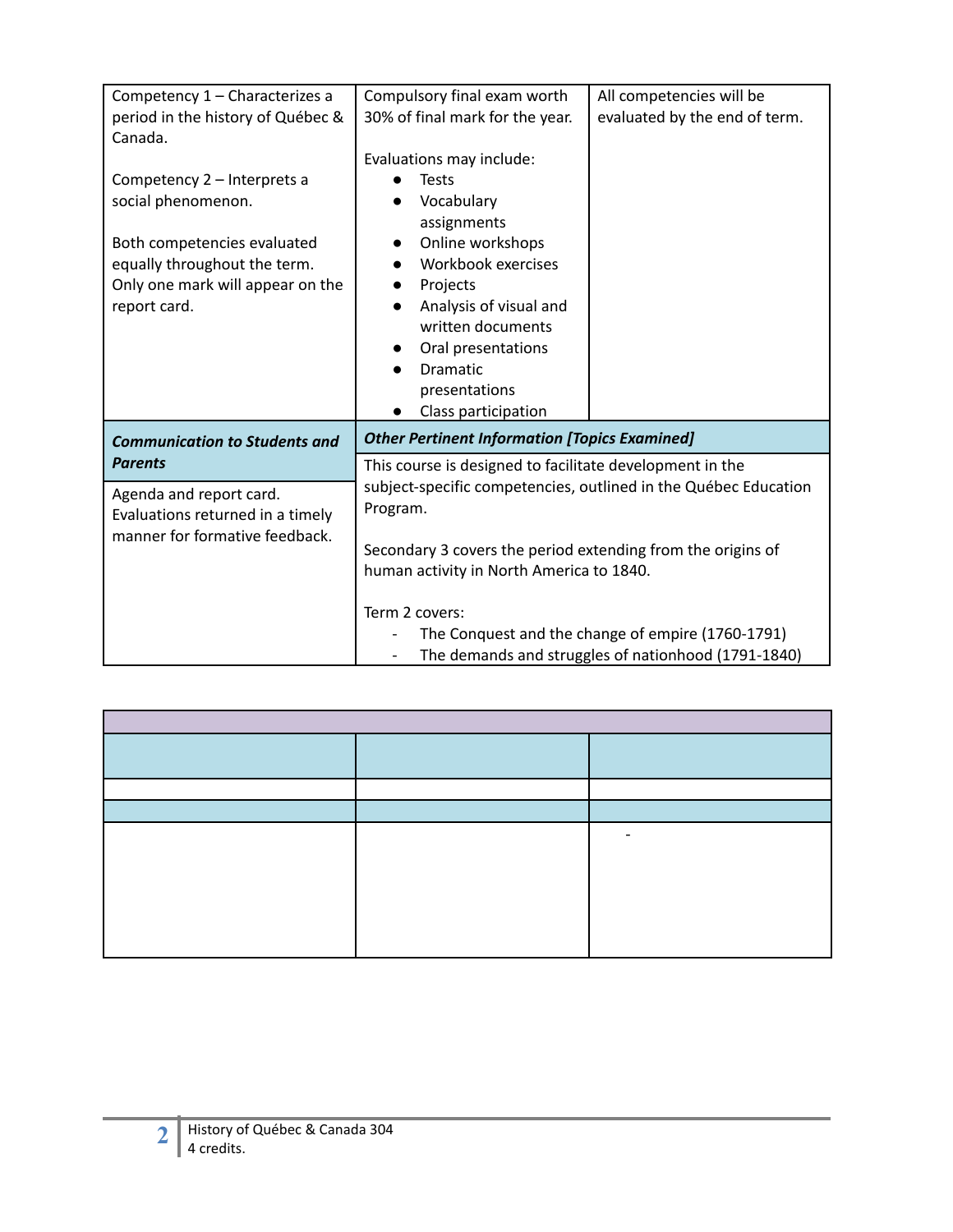| | | |
|---|---|---|
| Competency 1 – Characterizes a period in the history of Québec & Canada.<br><br>Competency 2 – Interprets a social phenomenon.<br><br>Both competencies evaluated equally throughout the term. Only one mark will appear on the report card. | Compulsory final exam worth 30% of final mark for the year.<br><br>Evaluations may include:<br>• Tests<br>• Vocabulary assignments<br>• Online workshops<br>• Workbook exercises<br>• Projects<br>• Analysis of visual and written documents<br>• Oral presentations<br>• Dramatic presentations<br>• Class participation | All competencies will be evaluated by the end of term. |
| ***Communication to Students and Parents*** | ***Other Pertinent Information [Topics Examined]*** | |
| Agenda and report card. Evaluations returned in a timely manner for formative feedback. | This course is designed to facilitate development in the subject-specific competencies, outlined in the Québec Education Program.<br><br>Secondary 3 covers the period extending from the origins of human activity in North America to 1840.<br><br>Term 2 covers:<br>- The Conquest and the change of empire (1760-1791)<br>- The demands and struggles of nationhood (1791-1840) | |

| | | |
|---|---|---|
| | | |
| | | |
| | | |
| | | - |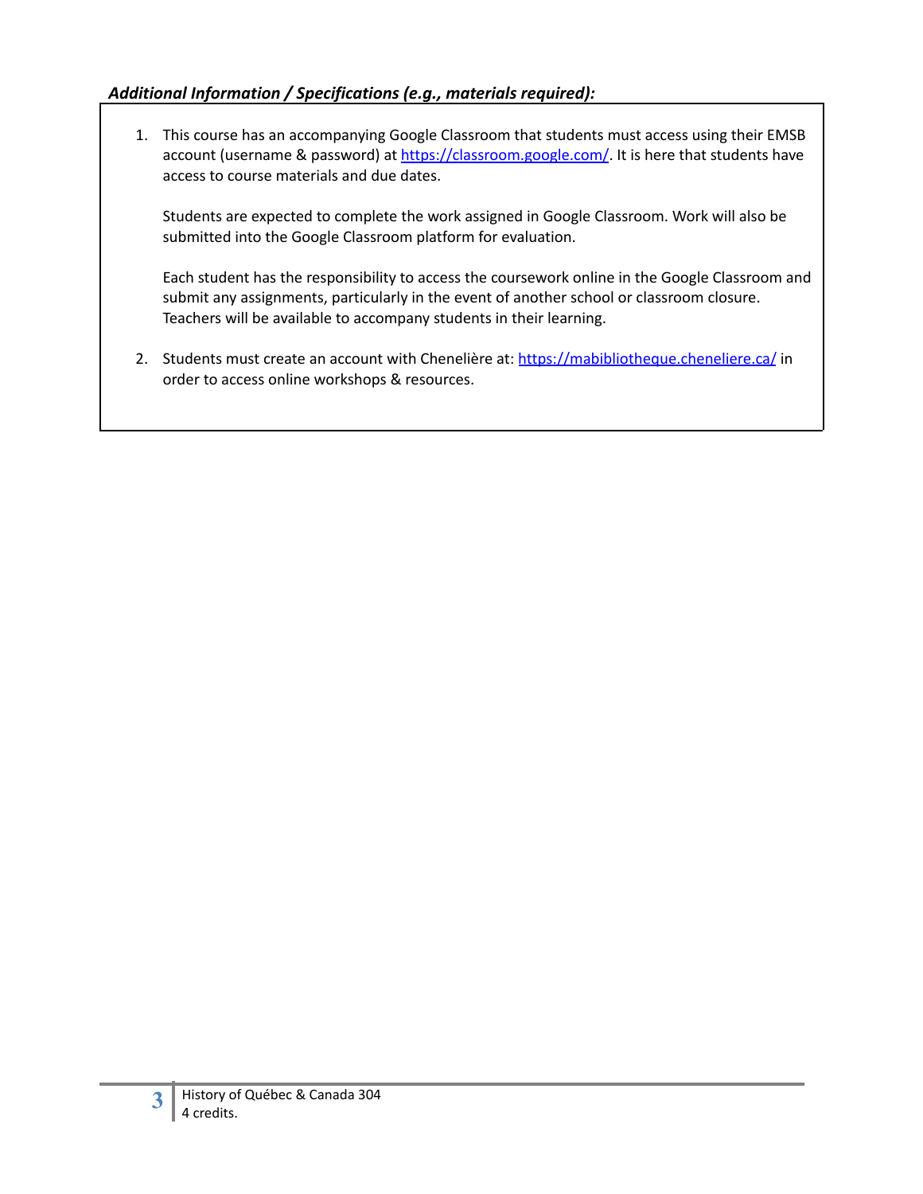***Additional Information / Specifications (e.g., materials required):***

1. This course has an accompanying Google Classroom that students must access using their EMSB account (username & password) at https://classroom.google.com/. It is here that students have access to course materials and due dates.

   Students are expected to complete the work assigned in Google Classroom. Work will also be submitted into the Google Classroom platform for evaluation.

   Each student has the responsibility to access the coursework online in the Google Classroom and submit any assignments, particularly in the event of another school or classroom closure. Teachers will be available to accompany students in their learning.

2. Students must create an account with Chenelière at: https://mabibliotheque.cheneliere.ca/ in order to access online workshops & resources.